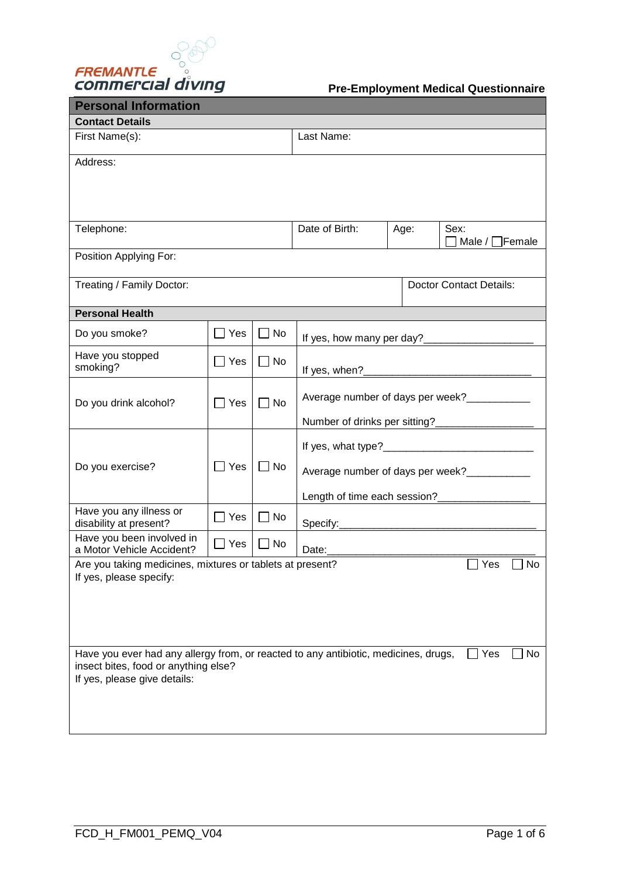FREMANTLE commercial diving

# Pre-Employment Medical Questionnaire

## Personal Information

### Contact Details

| First Name(s): | | | Last Name: | | |
|---|---|---|---|---|---|
| Address: | | | | | |
| Telephone: | | | Date of Birth: | Age: | Sex: ☐ Male / ☐ Female |
| Position Applying For: | | | | | |
| Treating / Family Doctor: | | | | Doctor Contact Details: | |

### Personal Health

| Question | Yes | No | Details |
|---|---|---|---|
| Do you smoke? | ☐ Yes | ☐ No | If yes, how many per day?__________________ |
| Have you stopped smoking? | ☐ Yes | ☐ No | If yes, when?______________________________ |
| Do you drink alcohol? | ☐ Yes | ☐ No | Average number of days per week?___________<br>Number of drinks per sitting?_________________ |
| Do you exercise? | ☐ Yes | ☐ No | If yes, what type?__________________________<br>Average number of days per week?___________<br>Length of time each session?________________ |
| Have you any illness or disability at present? | ☐ Yes | ☐ No | Specify:___________________________________ |
| Have you been involved in a Motor Vehicle Accident? | ☐ Yes | ☐ No | Date:_____________________________________ |

Are you taking medicines, mixtures or tablets at present? ☐ Yes ☐ No
If yes, please specify:

Have you ever had any allergy from, or reacted to any antibiotic, medicines, drugs, insect bites, food or anything else? ☐ Yes ☐ No
If yes, please give details:

FCD_H_FM001_PEMQ_V04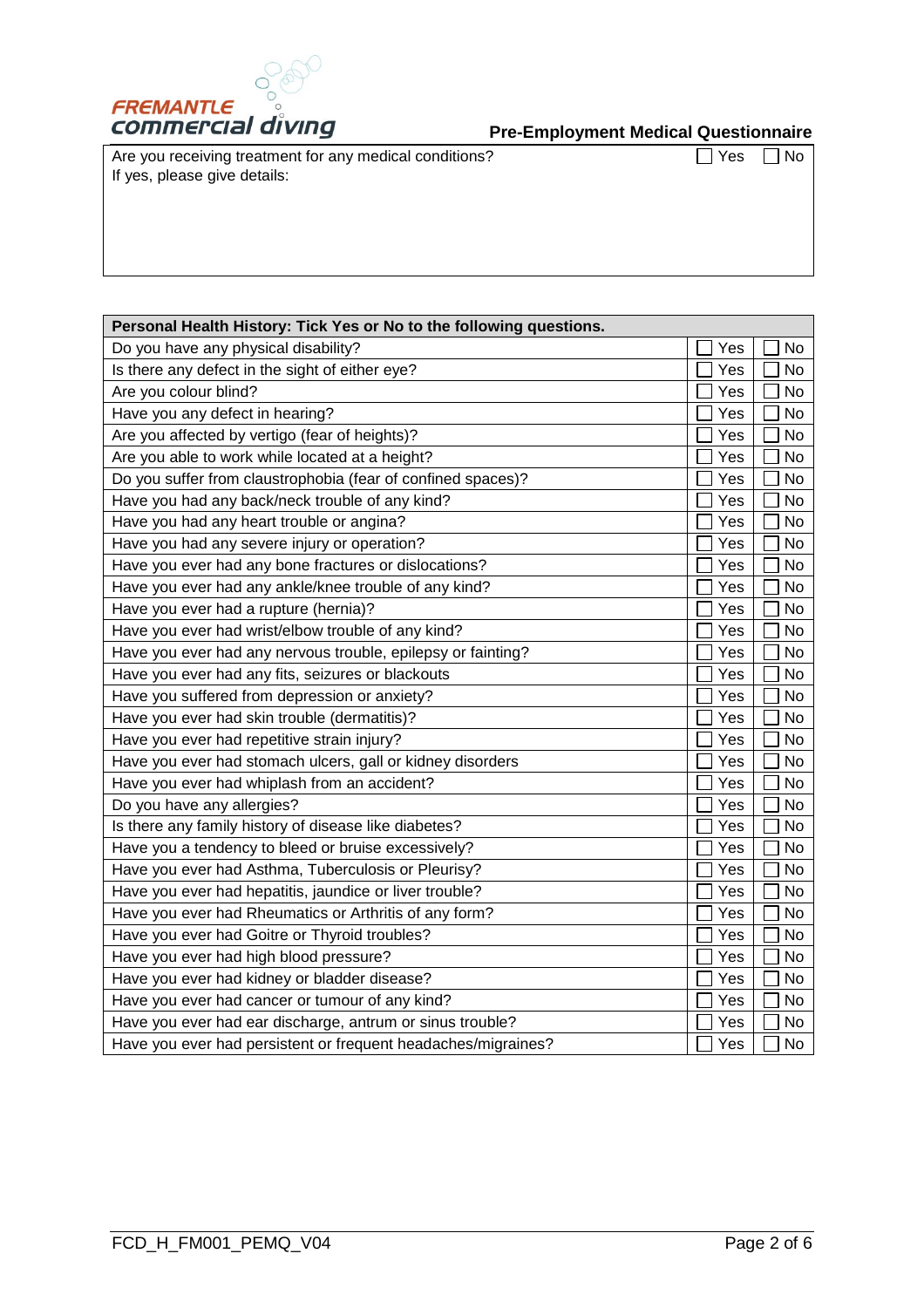**Pre-Employment Medical Questionnaire**

| Are you receiving treatment for any medical conditions? If yes, please give details: | ☐ Yes | ☐ No |
|---|---|---|
| | | |

| Personal Health History: Tick Yes or No to the following questions. | | |
|---|---|---|
| Do you have any physical disability? | ☐ Yes | ☐ No |
| Is there any defect in the sight of either eye? | ☐ Yes | ☐ No |
| Are you colour blind? | ☐ Yes | ☐ No |
| Have you any defect in hearing? | ☐ Yes | ☐ No |
| Are you affected by vertigo (fear of heights)? | ☐ Yes | ☐ No |
| Are you able to work while located at a height? | ☐ Yes | ☐ No |
| Do you suffer from claustrophobia (fear of confined spaces)? | ☐ Yes | ☐ No |
| Have you had any back/neck trouble of any kind? | ☐ Yes | ☐ No |
| Have you had any heart trouble or angina? | ☐ Yes | ☐ No |
| Have you had any severe injury or operation? | ☐ Yes | ☐ No |
| Have you ever had any bone fractures or dislocations? | ☐ Yes | ☐ No |
| Have you ever had any ankle/knee trouble of any kind? | ☐ Yes | ☐ No |
| Have you ever had a rupture (hernia)? | ☐ Yes | ☐ No |
| Have you ever had wrist/elbow trouble of any kind? | ☐ Yes | ☐ No |
| Have you ever had any nervous trouble, epilepsy or fainting? | ☐ Yes | ☐ No |
| Have you ever had any fits, seizures or blackouts | ☐ Yes | ☐ No |
| Have you suffered from depression or anxiety? | ☐ Yes | ☐ No |
| Have you ever had skin trouble (dermatitis)? | ☐ Yes | ☐ No |
| Have you ever had repetitive strain injury? | ☐ Yes | ☐ No |
| Have you ever had stomach ulcers, gall or kidney disorders | ☐ Yes | ☐ No |
| Have you ever had whiplash from an accident? | ☐ Yes | ☐ No |
| Do you have any allergies? | ☐ Yes | ☐ No |
| Is there any family history of disease like diabetes? | ☐ Yes | ☐ No |
| Have you a tendency to bleed or bruise excessively? | ☐ Yes | ☐ No |
| Have you ever had Asthma, Tuberculosis or Pleurisy? | ☐ Yes | ☐ No |
| Have you ever had hepatitis, jaundice or liver trouble? | ☐ Yes | ☐ No |
| Have you ever had Rheumatics or Arthritis of any form? | ☐ Yes | ☐ No |
| Have you ever had Goitre or Thyroid troubles? | ☐ Yes | ☐ No |
| Have you ever had high blood pressure? | ☐ Yes | ☐ No |
| Have you ever had kidney or bladder disease? | ☐ Yes | ☐ No |
| Have you ever had cancer or tumour of any kind? | ☐ Yes | ☐ No |
| Have you ever had ear discharge, antrum or sinus trouble? | ☐ Yes | ☐ No |
| Have you ever had persistent or frequent headaches/migraines? | ☐ Yes | ☐ No |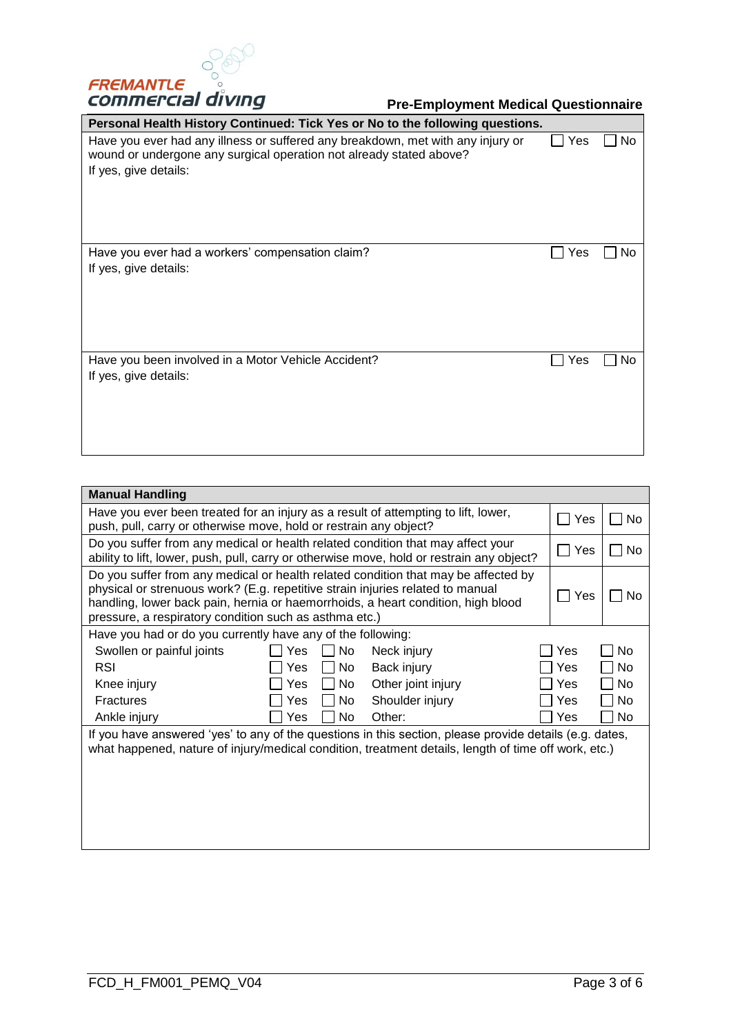**Pre-Employment Medical Questionnaire**

| Personal Health History Continued: Tick Yes or No to the following questions. | | |
|---|---|---|
| Have you ever had any illness or suffered any breakdown, met with any injury or wound or undergone any surgical operation not already stated above?<br>If yes, give details: | ☐ Yes | ☐ No |
| Have you ever had a workers' compensation claim?<br>If yes, give details: | ☐ Yes | ☐ No |
| Have you been involved in a Motor Vehicle Accident?<br>If yes, give details: | ☐ Yes | ☐ No |

| Manual Handling | | |
|---|---|---|
| Have you ever been treated for an injury as a result of attempting to lift, lower, push, pull, carry or otherwise move, hold or restrain any object? | ☐ Yes | ☐ No |
| Do you suffer from any medical or health related condition that may affect your ability to lift, lower, push, pull, carry or otherwise move, hold or restrain any object? | ☐ Yes | ☐ No |
| Do you suffer from any medical or health related condition that may be affected by physical or strenuous work? (E.g. repetitive strain injuries related to manual handling, lower back pain, hernia or haemorrhoids, a heart condition, high blood pressure, a respiratory condition such as asthma etc.) | ☐ Yes | ☐ No |

Have you had or do you currently have any of the following:

| | | | | | |
|---|---|---|---|---|---|
| Swollen or painful joints | ☐ Yes | ☐ No | Neck injury | ☐ Yes | ☐ No |
| RSI | ☐ Yes | ☐ No | Back injury | ☐ Yes | ☐ No |
| Knee injury | ☐ Yes | ☐ No | Other joint injury | ☐ Yes | ☐ No |
| Fractures | ☐ Yes | ☐ No | Shoulder injury | ☐ Yes | ☐ No |
| Ankle injury | ☐ Yes | ☐ No | Other: | ☐ Yes | ☐ No |

If you have answered 'yes' to any of the questions in this section, please provide details (e.g. dates, what happened, nature of injury/medical condition, treatment details, length of time off work, etc.)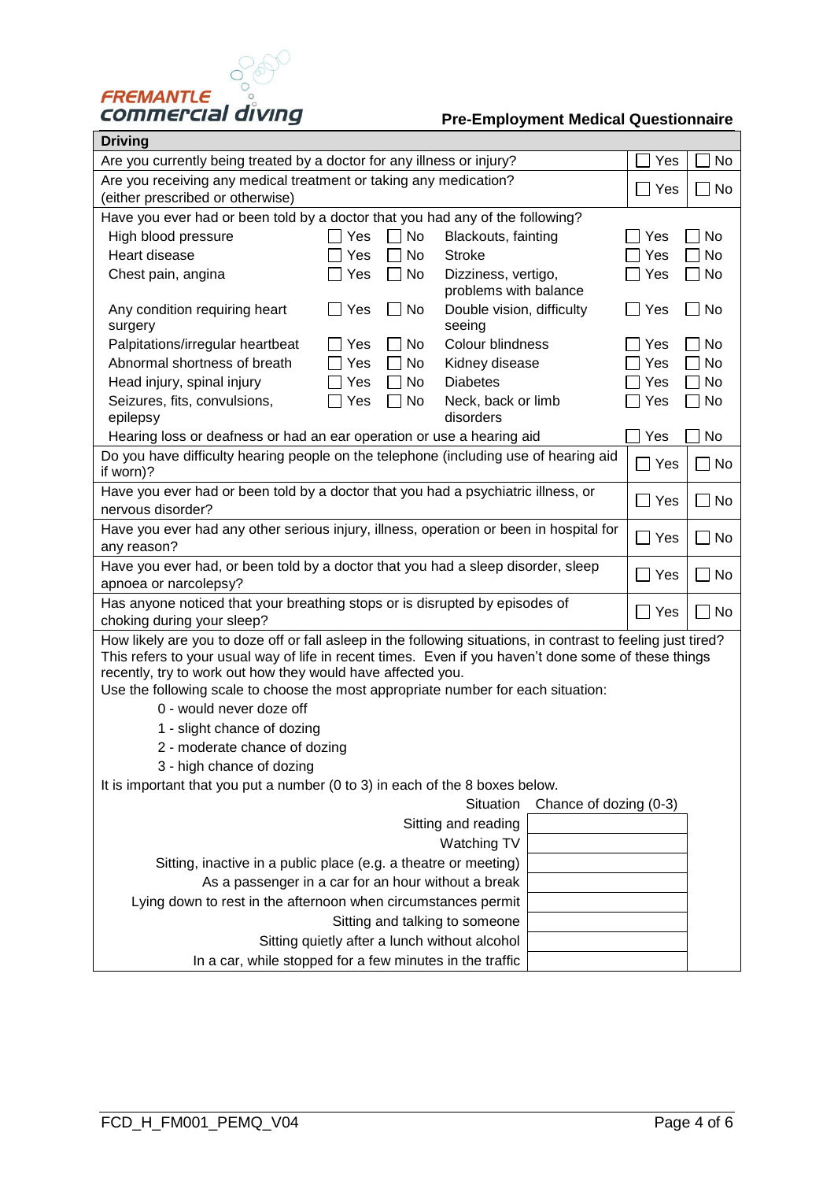## Pre-Employment Medical Questionnaire

### Driving

| Question | Yes | No |
|---|---|---|
| Are you currently being treated by a doctor for any illness or injury? | ☐ Yes | ☐ No |
| Are you receiving any medical treatment or taking any medication? (either prescribed or otherwise) | ☐ Yes | ☐ No |

Have you ever had or been told by a doctor that you had any of the following?

| Condition | Yes | No | Condition | Yes | No |
|---|---|---|---|---|---|
| High blood pressure | ☐ Yes | ☐ No | Blackouts, fainting | ☐ Yes | ☐ No |
| Heart disease | ☐ Yes | ☐ No | Stroke | ☐ Yes | ☐ No |
| Chest pain, angina | ☐ Yes | ☐ No | Dizziness, vertigo, problems with balance | ☐ Yes | ☐ No |
| Any condition requiring heart surgery | ☐ Yes | ☐ No | Double vision, difficulty seeing | ☐ Yes | ☐ No |
| Palpitations/irregular heartbeat | ☐ Yes | ☐ No | Colour blindness | ☐ Yes | ☐ No |
| Abnormal shortness of breath | ☐ Yes | ☐ No | Kidney disease | ☐ Yes | ☐ No |
| Head injury, spinal injury | ☐ Yes | ☐ No | Diabetes | ☐ Yes | ☐ No |
| Seizures, fits, convulsions, epilepsy | ☐ Yes | ☐ No | Neck, back or limb disorders | ☐ Yes | ☐ No |

| Question | Yes | No |
|---|---|---|
| Hearing loss or deafness or had an ear operation or use a hearing aid | ☐ Yes | ☐ No |
| Do you have difficulty hearing people on the telephone (including use of hearing aid if worn)? | ☐ Yes | ☐ No |
| Have you ever had or been told by a doctor that you had a psychiatric illness, or nervous disorder? | ☐ Yes | ☐ No |
| Have you ever had any other serious injury, illness, operation or been in hospital for any reason? | ☐ Yes | ☐ No |
| Have you ever had, or been told by a doctor that you had a sleep disorder, sleep apnoea or narcolepsy? | ☐ Yes | ☐ No |
| Has anyone noticed that your breathing stops or is disrupted by episodes of choking during your sleep? | ☐ Yes | ☐ No |

How likely are you to doze off or fall asleep in the following situations, in contrast to feeling just tired? This refers to your usual way of life in recent times. Even if you haven't done some of these things recently, try to work out how they would have affected you.

Use the following scale to choose the most appropriate number for each situation:

- 0 - would never doze off
- 1 - slight chance of dozing
- 2 - moderate chance of dozing
- 3 - high chance of dozing

It is important that you put a number (0 to 3) in each of the 8 boxes below.

| Situation | Chance of dozing (0-3) |
|---|---|
| Sitting and reading | |
| Watching TV | |
| Sitting, inactive in a public place (e.g. a theatre or meeting) | |
| As a passenger in a car for an hour without a break | |
| Lying down to rest in the afternoon when circumstances permit | |
| Sitting and talking to someone | |
| Sitting quietly after a lunch without alcohol | |
| In a car, while stopped for a few minutes in the traffic | |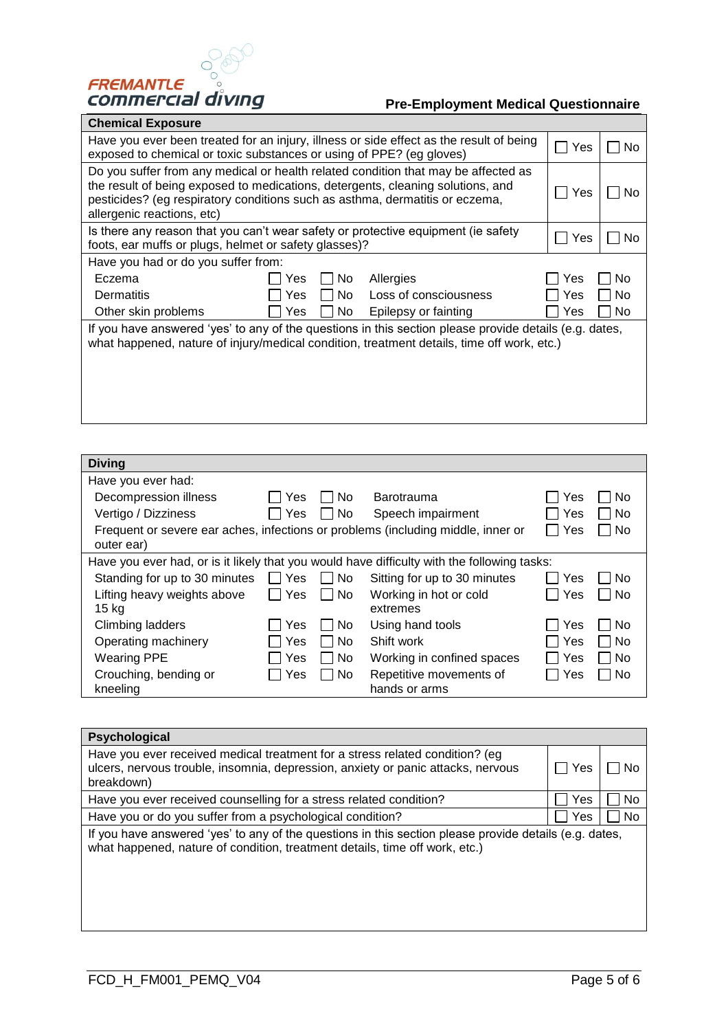**Pre-Employment Medical Questionnaire**

| Chemical Exposure | | |
|---|---|---|
| Have you ever been treated for an injury, illness or side effect as the result of being exposed to chemical or toxic substances or using of PPE? (eg gloves) | ☐ Yes | ☐ No |
| Do you suffer from any medical or health related condition that may be affected as the result of being exposed to medications, detergents, cleaning solutions, and pesticides? (eg respiratory conditions such as asthma, dermatitis or eczema, allergenic reactions, etc) | ☐ Yes | ☐ No |
| Is there any reason that you can't wear safety or protective equipment (ie safety foots, ear muffs or plugs, helmet or safety glasses)? | ☐ Yes | ☐ No |

Have you had or do you suffer from:

| | | | | | |
|---|---|---|---|---|---|
| Eczema | ☐ Yes | ☐ No | Allergies | ☐ Yes | ☐ No |
| Dermatitis | ☐ Yes | ☐ No | Loss of consciousness | ☐ Yes | ☐ No |
| Other skin problems | ☐ Yes | ☐ No | Epilepsy or fainting | ☐ Yes | ☐ No |

If you have answered 'yes' to any of the questions in this section please provide details (e.g. dates, what happened, nature of injury/medical condition, treatment details, time off work, etc.)

**Diving**

Have you ever had:

| | | | | | |
|---|---|---|---|---|---|
| Decompression illness | ☐ Yes | ☐ No | Barotrauma | ☐ Yes | ☐ No |
| Vertigo / Dizziness | ☐ Yes | ☐ No | Speech impairment | ☐ Yes | ☐ No |
| Frequent or severe ear aches, infections or problems (including middle, inner or outer ear) | | | | ☐ Yes | ☐ No |

Have you ever had, or is it likely that you would have difficulty with the following tasks:

| | | | | | |
|---|---|---|---|---|---|
| Standing for up to 30 minutes | ☐ Yes | ☐ No | Sitting for up to 30 minutes | ☐ Yes | ☐ No |
| Lifting heavy weights above 15 kg | ☐ Yes | ☐ No | Working in hot or cold extremes | ☐ Yes | ☐ No |
| Climbing ladders | ☐ Yes | ☐ No | Using hand tools | ☐ Yes | ☐ No |
| Operating machinery | ☐ Yes | ☐ No | Shift work | ☐ Yes | ☐ No |
| Wearing PPE | ☐ Yes | ☐ No | Working in confined spaces | ☐ Yes | ☐ No |
| Crouching, bending or kneeling | ☐ Yes | ☐ No | Repetitive movements of hands or arms | ☐ Yes | ☐ No |

| Psychological | | |
|---|---|---|
| Have you ever received medical treatment for a stress related condition? (eg ulcers, nervous trouble, insomnia, depression, anxiety or panic attacks, nervous breakdown) | ☐ Yes | ☐ No |
| Have you ever received counselling for a stress related condition? | ☐ Yes | ☐ No |
| Have you or do you suffer from a psychological condition? | ☐ Yes | ☐ No |

If you have answered 'yes' to any of the questions in this section please provide details (e.g. dates, what happened, nature of condition, treatment details, time off work, etc.)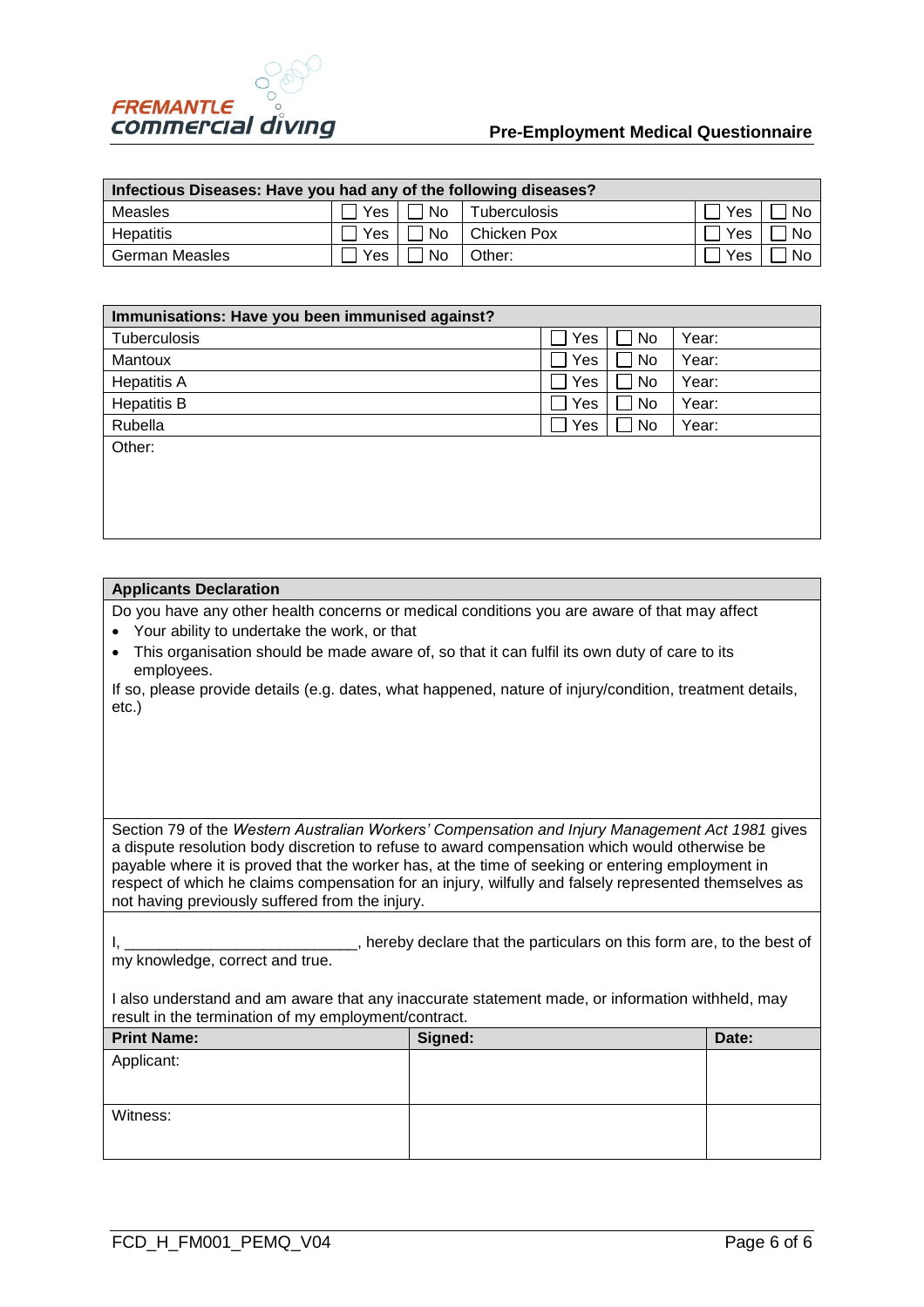| Infectious Diseases: Have you had any of the following diseases? | | | | | |
|---|---|---|---|---|---|
| Measles | ☐ Yes | ☐ No | Tuberculosis | ☐ Yes | ☐ No |
| Hepatitis | ☐ Yes | ☐ No | Chicken Pox | ☐ Yes | ☐ No |
| German Measles | ☐ Yes | ☐ No | Other: | ☐ Yes | ☐ No |

| Immunisations: Have you been immunised against? | | | |
|---|---|---|---|
| Tuberculosis | ☐ Yes | ☐ No | Year: |
| Mantoux | ☐ Yes | ☐ No | Year: |
| Hepatitis A | ☐ Yes | ☐ No | Year: |
| Hepatitis B | ☐ Yes | ☐ No | Year: |
| Rubella | ☐ Yes | ☐ No | Year: |
| Other: | | | |

**Applicants Declaration**

Do you have any other health concerns or medical conditions you are aware of that may affect

- Your ability to undertake the work, or that
- This organisation should be made aware of, so that it can fulfil its own duty of care to its employees.

If so, please provide details (e.g. dates, what happened, nature of injury/condition, treatment details, etc.)

Section 79 of the *Western Australian Workers' Compensation and Injury Management Act 1981* gives a dispute resolution body discretion to refuse to award compensation which would otherwise be payable where it is proved that the worker has, at the time of seeking or entering employment in respect of which he claims compensation for an injury, wilfully and falsely represented themselves as not having previously suffered from the injury.

I, ___________________________, hereby declare that the particulars on this form are, to the best of my knowledge, correct and true.

I also understand and am aware that any inaccurate statement made, or information withheld, may result in the termination of my employment/contract.

| Print Name: | Signed: | Date: |
|---|---|---|
| Applicant: | | |
| Witness: | | |

FCD_H_FM001_PEMQ_V04